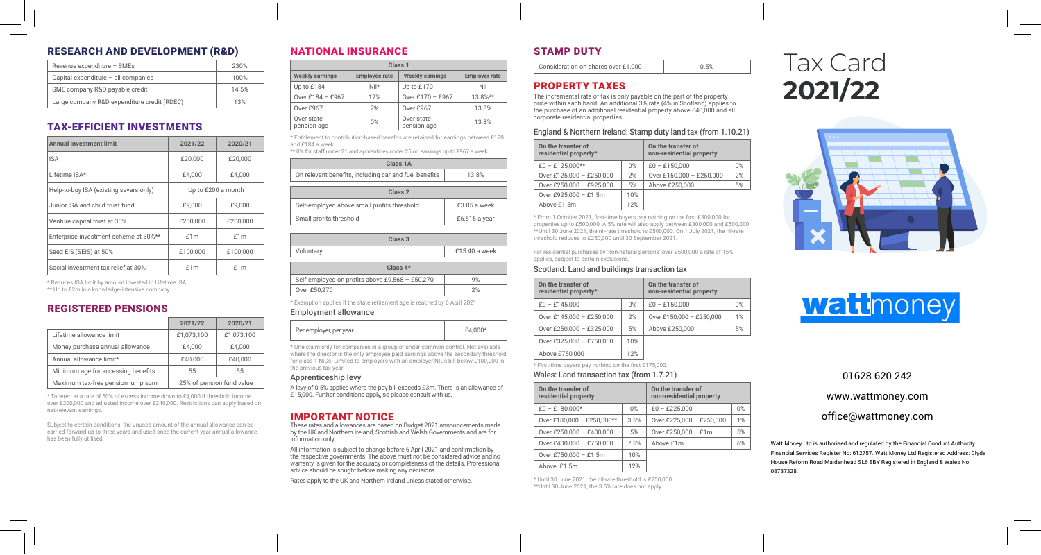## RESEARCH AND DEVELOPMENT (R&D)

| | |
|---|---|
| Revenue expenditure – SMEs | 230% |
| Capital expenditure – all companies | 100% |
| SME company R&D payable credit | 14.5% |
| Large company R&D expenditure credit (RDEC) | 13% |

## TAX-EFFICIENT INVESTMENTS

| Annual investment limit | 2021/22 | 2020/21 |
|---|---|---|
| ISA | £20,000 | £20,000 |
| Lifetime ISA* | £4,000 | £4,000 |
| Help-to-buy ISA (existing savers only) | Up to £200 a month | |
| Junior ISA and child trust fund | £9,000 | £9,000 |
| Venture capital trust at 30% | £200,000 | £200,000 |
| Enterprise investment scheme at 30%** | £1m | £1m |
| Seed EIS (SEIS) at 50% | £100,000 | £100,000 |
| Social investment tax relief at 30% | £1m | £1m |

\* Reduces ISA limit by amount invested in Lifetime ISA.
** Up to £2m in a knowledge-intensive company.

## REGISTERED PENSIONS

| | 2021/22 | 2020/21 |
|---|---|---|
| Lifetime allowance limit | £1,073,100 | £1,073,100 |
| Money purchase annual allowance | £4,000 | £4,000 |
| Annual allowance limit* | £40,000 | £40,000 |
| Minimum age for accessing benefits | 55 | 55 |
| Maximum tax-free pension lump sum | 25% of pension fund value | |

\* Tapered at a rate of 50% of excess income down to £4,000 if threshold income over £200,000 and adjusted income over £240,000. Restrictions can apply based on net-relevant earnings.

Subject to certain conditions, the unused amount of the annual allowance can be carried forward up to three years and used once the current year annual allowance has been fully utilised.

## NATIONAL INSURANCE

| Class 1 | | | |
|---|---|---|---|
| **Weekly earnings** | **Employee rate** | **Weekly earnings** | **Employer rate** |
| Up to £184 | Nil* | Up to £170 | Nil |
| Over £184 – £967 | 12% | Over £170 – £967 | 13.8%** |
| Over £967 | 2% | Over £967 | 13.8% |
| Over state pension age | 0% | Over state pension age | 13.8% |

\* Entitlement to contribution-based benefits are retained for earnings between £120 and £184 a week.
** 0% for staff under 21 and apprentices under 25 on earnings up to £967 a week.

| Class 1A | |
|---|---|
| On relevant benefits, including car and fuel benefits | 13.8% |

| Class 2 | |
|---|---|
| Self-employed above small profits threshold | £3.05 a week |
| Small profits threshold | £6,515 a year |

| Class 3 | |
|---|---|
| Voluntary | £15.40 a week |

| Class 4* | |
|---|---|
| Self-employed on profits above £9,568 – £50,270 | 9% |
| Over £50,270 | 2% |

\* Exemption applies if the state retirement age is reached by 6 April 2021.

### Employment allowance

| | |
|---|---|
| Per employer, per year | £4,000* |

\* One claim only for companies in a group or under common control. Not available where the director is the only employee paid earnings above the secondary threshold for class 1 NICs. Limited to employers with an employer NICs bill below £100,000 in the previous tax year.

### Apprenticeship levy

A levy of 0.5% applies where the pay bill exceeds £3m. There is an allowance of £15,000. Further conditions apply, so please consult with us.

## IMPORTANT NOTICE

These rates and allowances are based on Budget 2021 announcements made by the UK and Northern Ireland, Scottish and Welsh Governments and are for information only.

All information is subject to change before 6 April 2021 and confirmation by the respective governments. The above must not be considered advice and no warranty is given for the accuracy or completeness of the details. Professional advice should be sought before making any decisions.

Rates apply to the UK and Northern Ireland unless stated otherwise.

## STAMP DUTY

| | |
|---|---|
| Consideration on shares over £1,000 | 0.5% |

## PROPERTY TAXES

The incremental rate of tax is only payable on the part of the property price within each band. An additional 3% rate (4% in Scotland) applies to the purchase of an additional residential property above £40,000 and all corporate residential properties.

### England & Northern Ireland: Stamp duty land tax (from 1.10.21)

| On the transfer of residential property* | | On the transfer of non-residential property | |
|---|---|---|---|
| £0 – £125,000** | 0% | £0 – £150,000 | 0% |
| Over £125,000 – £250,000 | 2% | Over £150,000 – £250,000 | 2% |
| Over £250,000 – £925,000 | 5% | Above £250,000 | 5% |
| Over £925,000 – £1.5m | 10% | | |
| Above £1.5m | 12% | | |

\* From 1 October 2021, first-time buyers pay nothing on the first £300,000 for properties up to £500,000. A 5% rate will also apply between £300,000 and £500,000.
**Until 30 June 2021, the nil-rate threshold is £500,000. On 1 July 2021, the nil-rate threshold reduces to £250,000 until 30 September 2021.

For residential purchases by 'non-natural persons' over £500,000 a rate of 15% applies, subject to certain exclusions.

### Scotland: Land and buildings transaction tax

| On the transfer of residential property* | | On the transfer of non-residential property | |
|---|---|---|---|
| £0 – £145,000 | 0% | £0 – £150,000 | 0% |
| Over £145,000 – £250,000 | 2% | Over £150,000 – £250,000 | 1% |
| Over £250,000 – £325,000 | 5% | Above £250,000 | 5% |
| Over £325,000 – £750,000 | 10% | | |
| Above £750,000 | 12% | | |

\* First-time buyers pay nothing on the first £175,000.

### Wales: Land transaction tax (from 1.7.21)

| On the transfer of residential property | | On the transfer of non-residential property | |
|---|---|---|---|
| £0 – £180,000* | 0% | £0 – £225,000 | 0% |
| Over £180,000 – £250,000** | 3.5% | Over £225,000 – £250,000 | 1% |
| Over £250,000 – £400,000 | 5% | Over £250,000 – £1m | 5% |
| Over £400,000 – £750,000 | 7.5% | Above £1m | 6% |
| Over £750,000 – £1.5m | 10% | | |
| Above £1.5m | 12% | | |

\* Until 30 June 2021, the nil-rate threshold is £250,000.
**Until 30 June 2021, the 3.5% rate does not apply.

# Tax Card **2021/22**

**watt**money

01628 620 242

www.wattmoney.com

office@wattmoney.com

Watt Money Ltd is authorised and regulated by the Financial Conduct Authority. Financial Services Register No: 612757. Watt Money Ltd Registered Address: Clyde House Reform Road Maidenhead SL6 8BY Registered in England & Wales No. 08737328.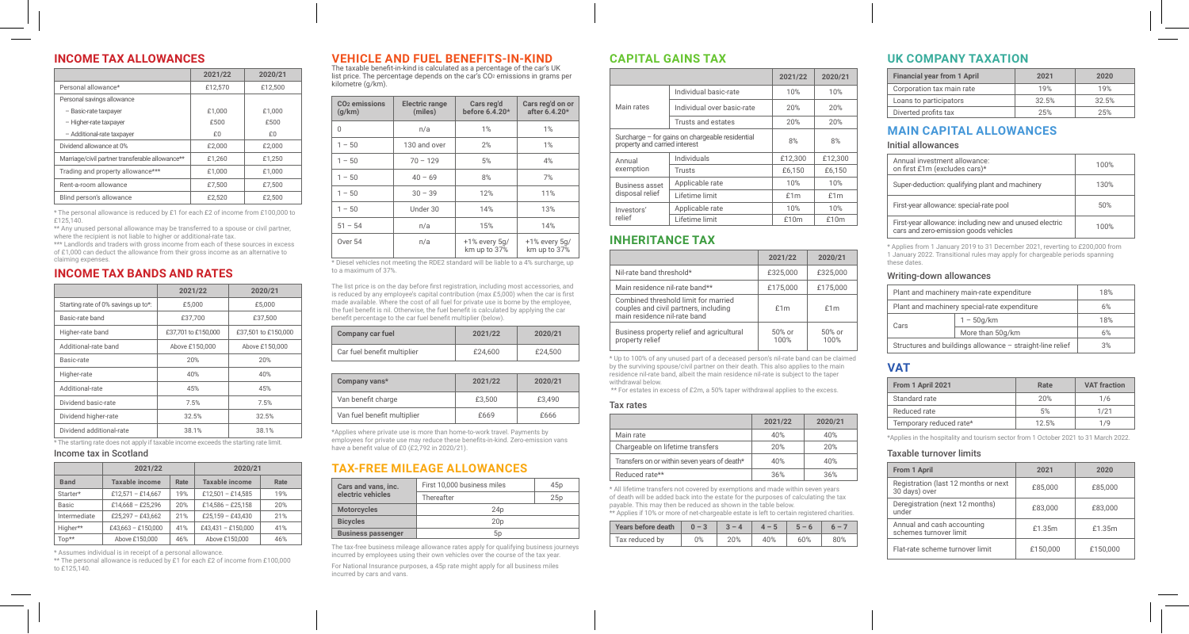## INCOME TAX ALLOWANCES

| | 2021/22 | 2020/21 |
|---|---|---|
| Personal allowance* | £12,570 | £12,500 |
| Personal savings allowance | | |
| – Basic-rate taxpayer | £1,000 | £1,000 |
| – Higher-rate taxpayer | £500 | £500 |
| – Additional-rate taxpayer | £0 | £0 |
| Dividend allowance at 0% | £2,000 | £2,000 |
| Marriage/civil partner transferable allowance** | £1,260 | £1,250 |
| Trading and property allowance*** | £1,000 | £1,000 |
| Rent-a-room allowance | £7,500 | £7,500 |
| Blind person's allowance | £2,520 | £2,500 |

\* The personal allowance is reduced by £1 for each £2 of income from £100,000 to £125,140.

** Any unused personal allowance may be transferred to a spouse or civil partner, where the recipient is not liable to higher or additional-rate tax.

*** Landlords and traders with gross income from each of these sources in excess of £1,000 can deduct the allowance from their gross income as an alternative to claiming expenses.

## INCOME TAX BANDS AND RATES

| | 2021/22 | 2020/21 |
|---|---|---|
| Starting rate of 0% savings up to*: | £5,000 | £5,000 |
| Basic-rate band | £37,700 | £37,500 |
| Higher-rate band | £37,701 to £150,000 | £37,501 to £150,000 |
| Additional-rate band | Above £150,000 | Above £150,000 |
| Basic-rate | 20% | 20% |
| Higher-rate | 40% | 40% |
| Additional-rate | 45% | 45% |
| Dividend basic-rate | 7.5% | 7.5% |
| Dividend higher-rate | 32.5% | 32.5% |
| Dividend additional-rate | 38.1% | 38.1% |

\* The starting rate does not apply if taxable income exceeds the starting rate limit.

### Income tax in Scotland

| | 2021/22 | | 2020/21 | |
|---|---|---|---|---|
| **Band** | **Taxable income** | **Rate** | **Taxable income** | **Rate** |
| Starter* | £12,571 – £14,667 | 19% | £12,501 – £14,585 | 19% |
| Basic | £14,668 – £25,296 | 20% | £14,586 – £25,158 | 20% |
| Intermediate | £25,297 – £43,662 | 21% | £25,159 – £43,430 | 21% |
| Higher** | £43,663 – £150,000 | 41% | £43,431 – £150,000 | 41% |
| Top** | Above £150,000 | 46% | Above £150,000 | 46% |

\* Assumes individual is in receipt of a personal allowance.

** The personal allowance is reduced by £1 for each £2 of income from £100,000 to £125,140.

## VEHICLE AND FUEL BENEFITS-IN-KIND

The taxable benefit-in-kind is calculated as a percentage of the car's UK list price. The percentage depends on the car's $CO_2$ emissions in grams per kilometre (g/km).

| $CO_2$ emissions (g/km) | Electric range (miles) | Cars reg'd before 6.4.20* | Cars reg'd on or after 6.4.20* |
|---|---|---|---|
| 0 | n/a | 1% | 1% |
| 1 – 50 | 130 and over | 2% | 1% |
| 1 – 50 | 70 – 129 | 5% | 4% |
| 1 – 50 | 40 – 69 | 8% | 7% |
| 1 – 50 | 30 – 39 | 12% | 11% |
| 1 – 50 | Under 30 | 14% | 13% |
| 51 – 54 | n/a | 15% | 14% |
| Over 54 | n/a | +1% every 5g/km up to 37% | +1% every 5g/km up to 37% |

\* Diesel vehicles not meeting the RDE2 standard will be liable to a 4% surcharge, up to a maximum of 37%.

The list price is on the day before first registration, including most accessories, and is reduced by any employee's capital contribution (max £5,000) when the car is first made available. Where the cost of all fuel for private use is borne by the employee, the fuel benefit is nil. Otherwise, the fuel benefit is calculated by applying the car benefit percentage to the car fuel benefit multiplier (below).

| Company car fuel | 2021/22 | 2020/21 |
|---|---|---|
| Car fuel benefit multiplier | £24,600 | £24,500 |

| Company vans* | 2021/22 | 2020/21 |
|---|---|---|
| Van benefit charge | £3,500 | £3,490 |
| Van fuel benefit multiplier | £669 | £666 |

*Applies where private use is more than home-to-work travel. Payments by employees for private use may reduce these benefits-in-kind. Zero-emission vans have a benefit value of £0 (£2,792 in 2020/21).

## TAX-FREE MILEAGE ALLOWANCES

| | | |
|---|---|---|
| **Cars and vans, inc. electric vehicles** | First 10,000 business miles | 45p |
| | Thereafter | 25p |
| **Motorcycles** | 24p | |
| **Bicycles** | 20p | |
| **Business passenger** | 5p | |

The tax-free business mileage allowance rates apply for qualifying business journeys incurred by employees using their own vehicles over the course of the tax year.

For National Insurance purposes, a 45p rate might apply for all business miles incurred by cars and vans.

## CAPITAL GAINS TAX

| | | 2021/22 | 2020/21 |
|---|---|---|---|
| Main rates | Individual basic-rate | 10% | 10% |
| | Individual over basic-rate | 20% | 20% |
| | Trusts and estates | 20% | 20% |
| Surcharge – for gains on chargeable residential property and carried interest | | 8% | 8% |
| Annual exemption | Individuals | £12,300 | £12,300 |
| | Trusts | £6,150 | £6,150 |
| Business asset disposal relief | Applicable rate | 10% | 10% |
| | Lifetime limit | £1m | £1m |
| Investors' relief | Applicable rate | 10% | 10% |
| | Lifetime limit | £10m | £10m |

## INHERITANCE TAX

| | 2021/22 | 2020/21 |
|---|---|---|
| Nil-rate band threshold* | £325,000 | £325,000 |
| Main residence nil-rate band** | £175,000 | £175,000 |
| Combined threshold limit for married couples and civil partners, including main residence nil-rate band | £1m | £1m |
| Business property relief and agricultural property relief | 50% or 100% | 50% or 100% |

\* Up to 100% of any unused part of a deceased person's nil-rate band can be claimed by the surviving spouse/civil partner on their death. This also applies to the main residence nil-rate band, albeit the main residence nil-rate is subject to the taper withdrawal below.

** For estates in excess of £2m, a 50% taper withdrawal applies to the excess.

### Tax rates

| | 2021/22 | 2020/21 |
|---|---|---|
| Main rate | 40% | 40% |
| Chargeable on lifetime transfers | 20% | 20% |
| Transfers on or within seven years of death* | 40% | 40% |
| Reduced rate** | 36% | 36% |

\* All lifetime transfers not covered by exemptions and made within seven years of death will be added back into the estate for the purposes of calculating the tax payable. This may then be reduced as shown in the table below.

** Applies if 10% or more of net-chargeable estate is left to certain registered charities.

| Years before death | 0 – 3 | 3 – 4 | 4 – 5 | 5 – 6 | 6 – 7 |
|---|---|---|---|---|---|
| Tax reduced by | 0% | 20% | 40% | 60% | 80% |

## UK COMPANY TAXATION

| Financial year from 1 April | 2021 | 2020 |
|---|---|---|
| Corporation tax main rate | 19% | 19% |
| Loans to participators | 32.5% | 32.5% |
| Diverted profits tax | 25% | 25% |

## MAIN CAPITAL ALLOWANCES

### Initial allowances

| | |
|---|---|
| Annual investment allowance: on first £1m (excludes cars)* | 100% |
| Super-deduction: qualifying plant and machinery | 130% |
| First-year allowance: special-rate pool | 50% |
| First-year allowance: including new and unused electric cars and zero-emission goods vehicles | 100% |

\* Applies from 1 January 2019 to 31 December 2021, reverting to £200,000 from 1 January 2022. Transitional rules may apply for chargeable periods spanning these dates.

### Writing-down allowances

| | | |
|---|---|---|
| Plant and machinery main-rate expenditure | | 18% |
| Plant and machinery special-rate expenditure | | 6% |
| Cars | 1 – 50g/km | 18% |
| | More than 50g/km | 6% |
| Structures and buildings allowance – straight-line relief | | 3% |

## VAT

| From 1 April 2021 | Rate | VAT fraction |
|---|---|---|
| Standard rate | 20% | 1/6 |
| Reduced rate | 5% | 1/21 |
| Temporary reduced rate* | 12.5% | 1/9 |

*Applies in the hospitality and tourism sector from 1 October 2021 to 31 March 2022.

### Taxable turnover limits

| From 1 April | 2021 | 2020 |
|---|---|---|
| Registration (last 12 months or next 30 days) over | £85,000 | £85,000 |
| Deregistration (next 12 months) under | £83,000 | £83,000 |
| Annual and cash accounting schemes turnover limit | £1.35m | £1.35m |
| Flat-rate scheme turnover limit | £150,000 | £150,000 |